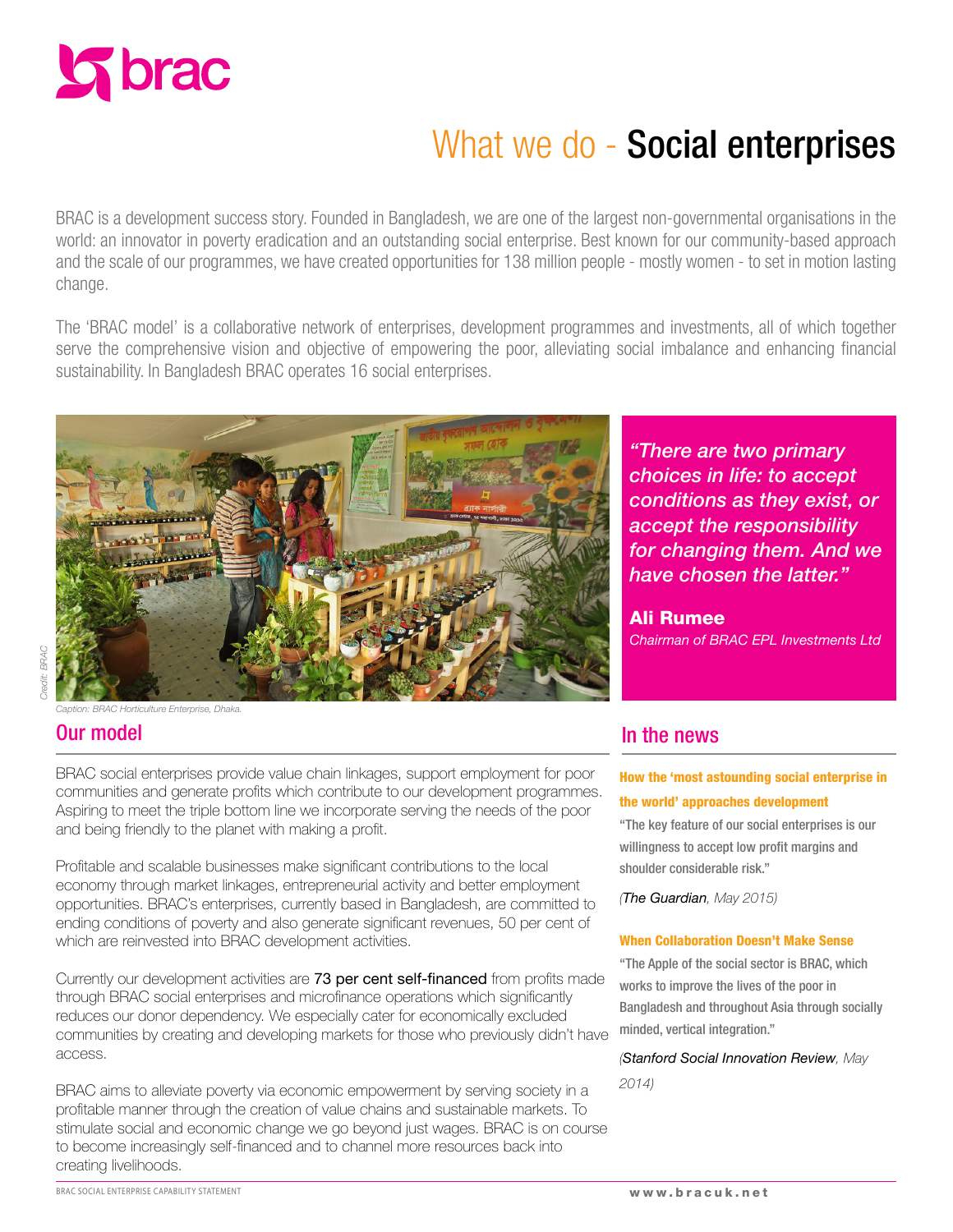# What we do - Social enterprises

BRAC is a development success story. Founded in Bangladesh, we are one of the largest non-governmental organisations in the world: an innovator in poverty eradication and an outstanding social enterprise. Best known for our community-based approach and the scale of our programmes, we have created opportunities for 138 million people - mostly women - to set in motion lasting change.

The 'BRAC model' is a collaborative network of enterprises, development programmes and investments, all of which together serve the comprehensive vision and objective of empowering the poor, alleviating social imbalance and enhancing financial sustainability. In Bangladesh BRAC operates 16 social enterprises.

Credit: BRAC

Caption: BRAC Horticulture Enterprise, Dhaka.

> *"There are two primary choices in life: to accept conditions as they exist, or accept the responsibility for changing them. And we have chosen the latter."*
>
> **Ali Rumee**
> *Chairman of BRAC EPL Investments Ltd*

## Our model

BRAC social enterprises provide value chain linkages, support employment for poor communities and generate profits which contribute to our development programmes. Aspiring to meet the triple bottom line we incorporate serving the needs of the poor and being friendly to the planet with making a profit.

Profitable and scalable businesses make significant contributions to the local economy through market linkages, entrepreneurial activity and better employment opportunities. BRAC's enterprises, currently based in Bangladesh, are committed to ending conditions of poverty and also generate significant revenues, 50 per cent of which are reinvested into BRAC development activities.

Currently our development activities are 73 per cent self-financed from profits made through BRAC social enterprises and microfinance operations which significantly reduces our donor dependency. We especially cater for economically excluded communities by creating and developing markets for those who previously didn't have access.

BRAC aims to alleviate poverty via economic empowerment by serving society in a profitable manner through the creation of value chains and sustainable markets. To stimulate social and economic change we go beyond just wages. BRAC is on course to become increasingly self-financed and to channel more resources back into creating livelihoods.

## In the news

**How the 'most astounding social enterprise in the world' approaches development**

"The key feature of our social enterprises is our willingness to accept low profit margins and shoulder considerable risk."

(*The Guardian*, May 2015)

**When Collaboration Doesn't Make Sense**

"The Apple of the social sector is BRAC, which works to improve the lives of the poor in Bangladesh and throughout Asia through socially minded, vertical integration."

(*Stanford Social Innovation Review*, May 2014)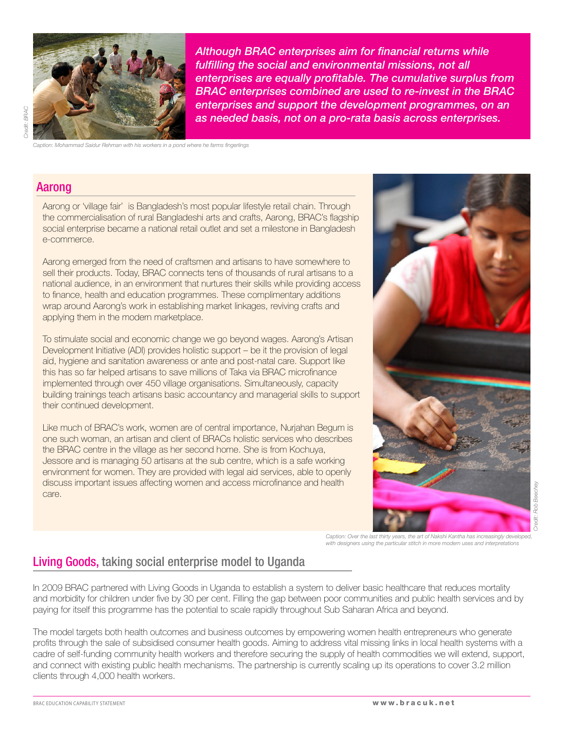*Although BRAC enterprises aim for financial returns while fulfilling the social and environmental missions, not all enterprises are equally profitable. The cumulative surplus from BRAC enterprises combined are used to re-invest in the BRAC enterprises and support the development programmes, on an as needed basis, not on a pro-rata basis across enterprises.*

Credit: BRAC

Caption: Mohammad Saidur Rehman with his workers in a pond where he farms fingerlings

## Aarong

Aarong or 'village fair' is Bangladesh's most popular lifestyle retail chain. Through the commercialisation of rural Bangladeshi arts and crafts, Aarong, BRAC's flagship social enterprise became a national retail outlet and set a milestone in Bangladesh e-commerce.

Aarong emerged from the need of craftsmen and artisans to have somewhere to sell their products. Today, BRAC connects tens of thousands of rural artisans to a national audience, in an environment that nurtures their skills while providing access to finance, health and education programmes. These complimentary additions wrap around Aarong's work in establishing market linkages, reviving crafts and applying them in the modern marketplace.

To stimulate social and economic change we go beyond wages. Aarong's Artisan Development Initiative (ADI) provides holistic support – be it the provision of legal aid, hygiene and sanitation awareness or ante and post-natal care. Support like this has so far helped artisans to save millions of Taka via BRAC microfinance implemented through over 450 village organisations. Simultaneously, capacity building trainings teach artisans basic accountancy and managerial skills to support their continued development.

Like much of BRAC's work, women are of central importance, Nurjahan Begum is one such woman, an artisan and client of BRACs holistic services who describes the BRAC centre in the village as her second home. She is from Kochuya, Jessore and is managing 50 artisans at the sub centre, which is a safe working environment for women. They are provided with legal aid services, able to openly discuss important issues affecting women and access microfinance and health care.

Credit: Rob Beechey

Caption: Over the last thirty years, the art of Nakshi Kantha has increasingly developed, with designers using the particular stitch in more modern uses and interpretations

## Living Goods, taking social enterprise model to Uganda

In 2009 BRAC partnered with Living Goods in Uganda to establish a system to deliver basic healthcare that reduces mortality and morbidity for children under five by 30 per cent. Filling the gap between poor communities and public health services and by paying for itself this programme has the potential to scale rapidly throughout Sub Saharan Africa and beyond.

The model targets both health outcomes and business outcomes by empowering women health entrepreneurs who generate profits through the sale of subsidised consumer health goods. Aiming to address vital missing links in local health systems with a cadre of self-funding community health workers and therefore securing the supply of health commodities we will extend, support, and connect with existing public health mechanisms. The partnership is currently scaling up its operations to cover 3.2 million clients through 4,000 health workers.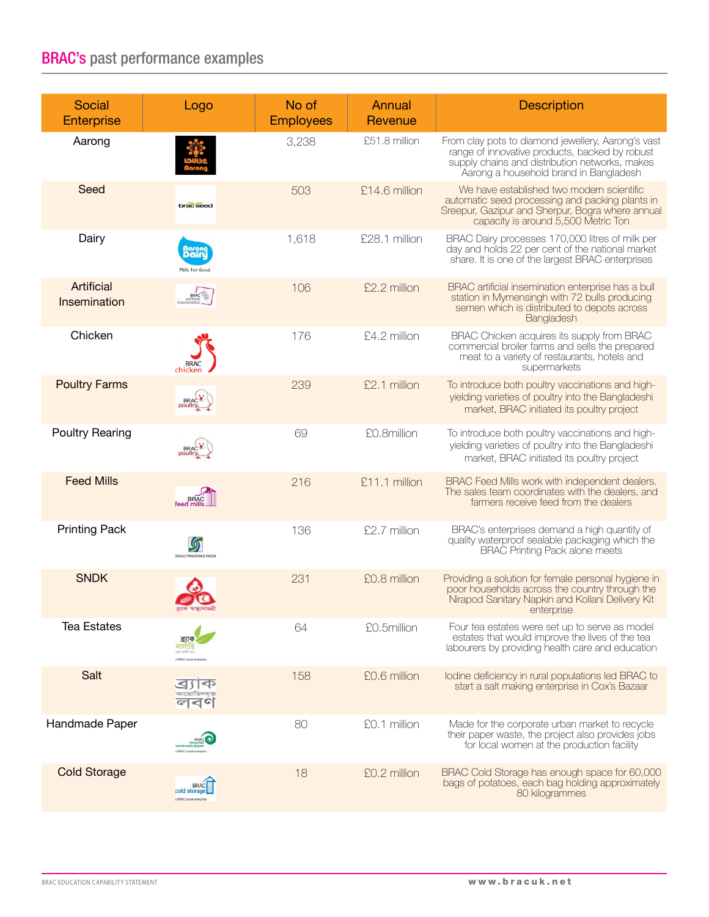## BRAC's past performance examples

| Social Enterprise | Logo | No of Employees | Annual Revenue | Description |
|---|---|---|---|---|
| Aarong | | 3,238 | £51.8 million | From clay pots to diamond jewellery, Aarong's vast range of innovative products, backed by robust supply chains and distribution networks, makes Aarong a household brand in Bangladesh |
| Seed | | 503 | £14.6 million | We have established two modern scientific automatic seed processing and packing plants in Sreepur, Gazipur and Sherpur, Bogra where annual capacity is around 5,500 Metric Ton |
| Dairy | | 1,618 | £28.1 million | BRAC Dairy processes 170,000 litres of milk per day and holds 22 per cent of the national market share. It is one of the largest BRAC enterprises |
| Artificial Insemination | | 106 | £2.2 million | BRAC artificial insemination enterprise has a bull station in Mymensingh with 72 bulls producing semen which is distributed to depots across Bangladesh |
| Chicken | | 176 | £4.2 million | BRAC Chicken acquires its supply from BRAC commercial broiler farms and sells the prepared meat to a variety of restaurants, hotels and supermarkets |
| Poultry Farms | | 239 | £2.1 million | To introduce both poultry vaccinations and high-yielding varieties of poultry into the Bangladeshi market, BRAC initiated its poultry project |
| Poultry Rearing | | 69 | £0.8million | To introduce both poultry vaccinations and high-yielding varieties of poultry into the Bangladeshi market, BRAC initiated its poultry project |
| Feed Mills | | 216 | £11.1 million | BRAC Feed Mills work with independent dealers. The sales team coordinates with the dealers, and farmers receive feed from the dealers |
| Printing Pack | | 136 | £2.7 million | BRAC's enterprises demand a high quantity of quality waterproof sealable packaging which the BRAC Printing Pack alone meets |
| SNDK | | 231 | £0.8 million | Providing a solution for female personal hygiene in poor households across the country through the Nirapod Sanitary Napkin and Kollani Delivery Kit enterprise |
| Tea Estates | | 64 | £0.5million | Four tea estates were set up to serve as model estates that would improve the lives of the tea labourers by providing health care and education |
| Salt | | 158 | £0.6 million | Iodine deficiency in rural populations led BRAC to start a salt making enterprise in Cox's Bazaar |
| Handmade Paper | | 80 | £0.1 million | Made for the corporate urban market to recycle their paper waste, the project also provides jobs for local women at the production facility |
| Cold Storage | | 18 | £0.2 million | BRAC Cold Storage has enough space for 60,000 bags of potatoes, each bag holding approximately 80 kilogrammes |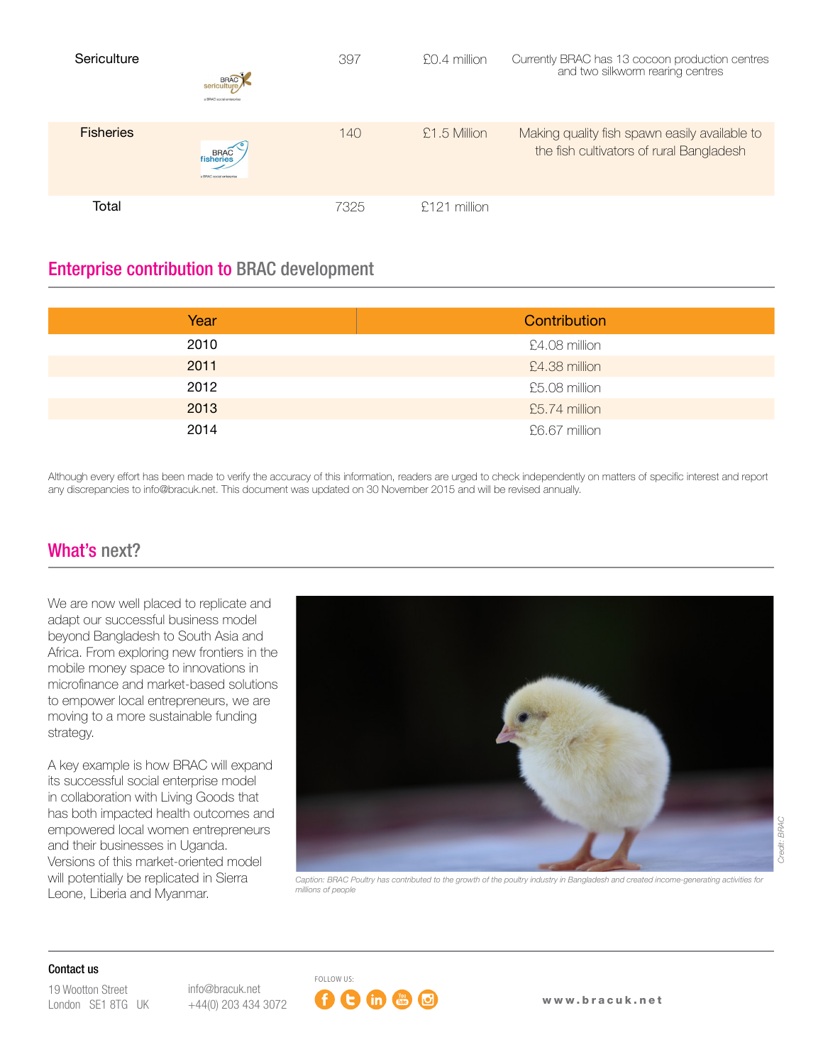| | | | | |
|---|---|---|---|---|
| Sericulture | | 397 | £0.4 million | Currently BRAC has 13 cocoon production centres and two silkworm rearing centres |
| Fisheries | | 140 | £1.5 Million | Making quality fish spawn easily available to the fish cultivators of rural Bangladesh |
| Total | | 7325 | £121 million | |

## Enterprise contribution to BRAC development

| Year | Contribution |
|---|---|
| 2010 | £4.08 million |
| 2011 | £4.38 million |
| 2012 | £5.08 million |
| 2013 | £5.74 million |
| 2014 | £6.67 million |

Although every effort has been made to verify the accuracy of this information, readers are urged to check independently on matters of specific interest and report any discrepancies to info@bracuk.net. This document was updated on 30 November 2015 and will be revised annually.

## What's next?

We are now well placed to replicate and adapt our successful business model beyond Bangladesh to South Asia and Africa. From exploring new frontiers in the mobile money space to innovations in microfinance and market-based solutions to empower local entrepreneurs, we are moving to a more sustainable funding strategy.

A key example is how BRAC will expand its successful social enterprise model in collaboration with Living Goods that has both impacted health outcomes and empowered local women entrepreneurs and their businesses in Uganda. Versions of this market-oriented model will potentially be replicated in Sierra Leone, Liberia and Myanmar.

Credit: BRAC

*Caption: BRAC Poultry has contributed to the growth of the poultry industry in Bangladesh and created income-generating activities for millions of people*

**Contact us**

19 Wootton Street
London SE1 8TG UK

info@bracuk.net
+44(0) 203 434 3072

FOLLOW US:

www.bracuk.net